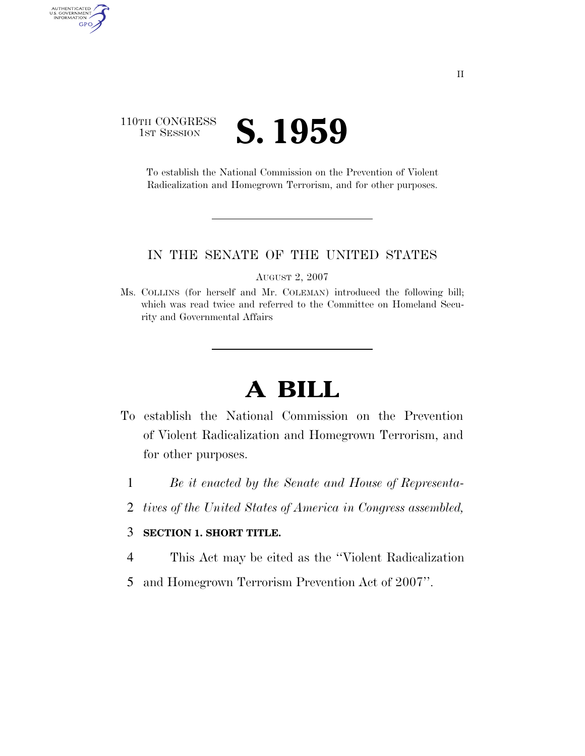110TH CONGRESS
1ST SESSION

# S. 1959

To establish the National Commission on the Prevention of Violent Radicalization and Homegrown Terrorism, and for other purposes.

---

IN THE SENATE OF THE UNITED STATES

AUGUST 2, 2007

Ms. COLLINS (for herself and Mr. COLEMAN) introduced the following bill; which was read twice and referred to the Committee on Homeland Security and Governmental Affairs

---

# A BILL

To establish the National Commission on the Prevention of Violent Radicalization and Homegrown Terrorism, and for other purposes.

1 *Be it enacted by the Senate and House of Representa-*
2 *tives of the United States of America in Congress assembled,*

3 **SECTION 1. SHORT TITLE.**

4 This Act may be cited as the ''Violent Radicalization
5 and Homegrown Terrorism Prevention Act of 2007''.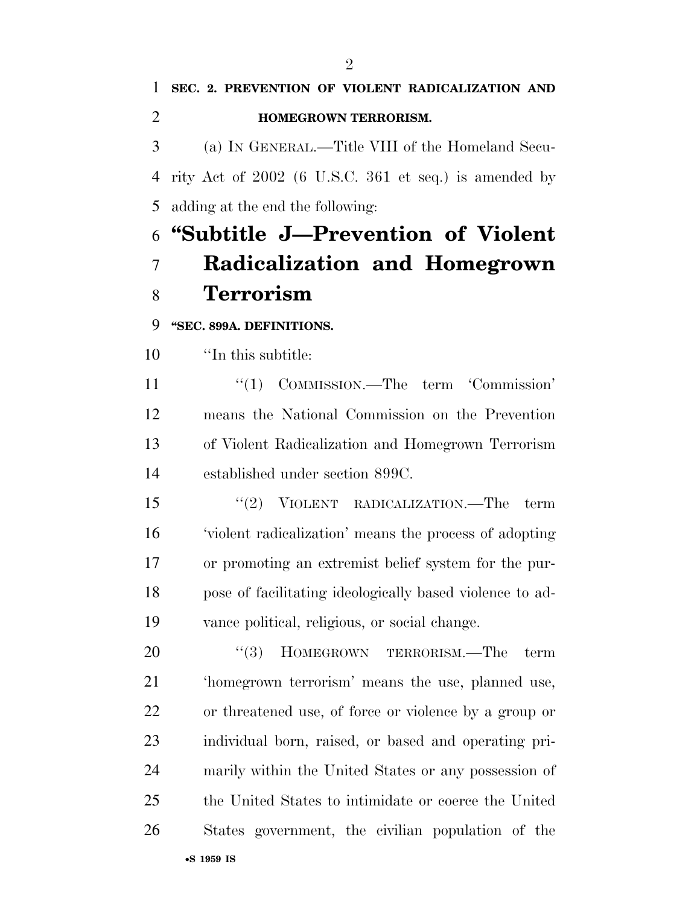**SEC. 2. PREVENTION OF VIOLENT RADICALIZATION AND HOMEGROWN TERRORISM.**

(a) IN GENERAL.—Title VIII of the Homeland Security Act of 2002 (6 U.S.C. 361 et seq.) is amended by adding at the end the following:

# "Subtitle J—Prevention of Violent Radicalization and Homegrown Terrorism

**"SEC. 899A. DEFINITIONS.**

"In this subtitle:

"(1) COMMISSION.—The term 'Commission' means the National Commission on the Prevention of Violent Radicalization and Homegrown Terrorism established under section 899C.

"(2) VIOLENT RADICALIZATION.—The term 'violent radicalization' means the process of adopting or promoting an extremist belief system for the purpose of facilitating ideologically based violence to advance political, religious, or social change.

"(3) HOMEGROWN TERRORISM.—The term 'homegrown terrorism' means the use, planned use, or threatened use, of force or violence by a group or individual born, raised, or based and operating primarily within the United States or any possession of the United States to intimidate or coerce the United States government, the civilian population of the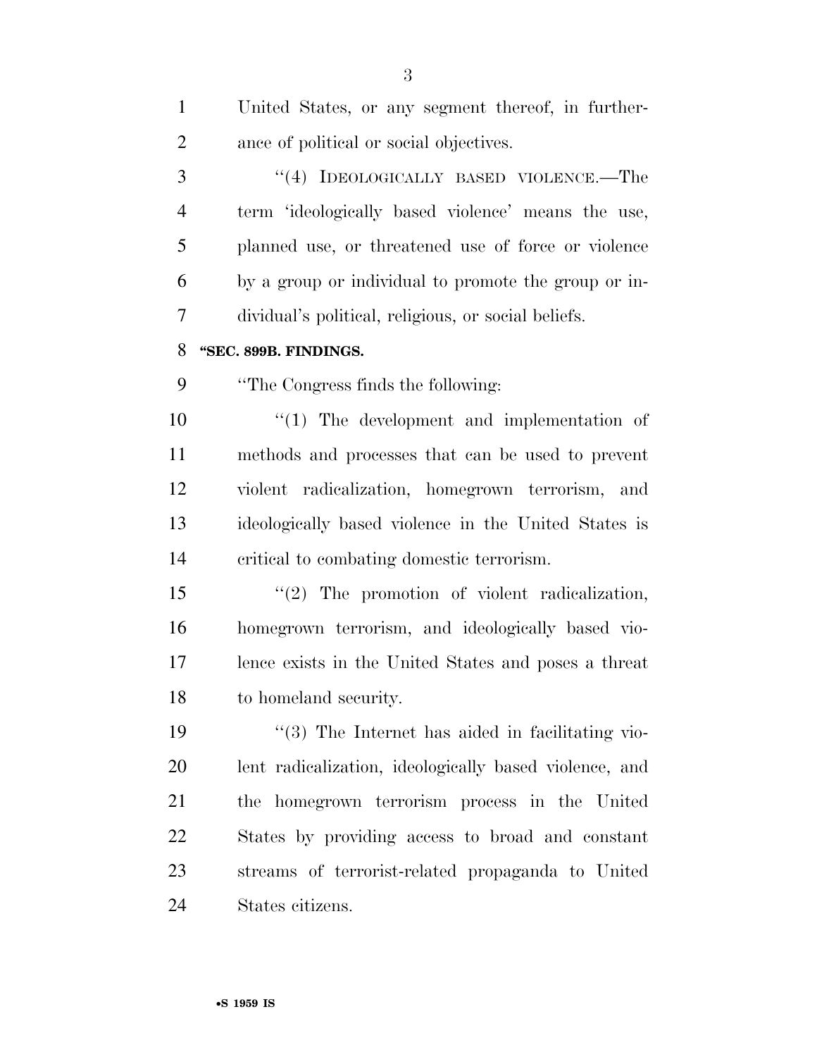United States, or any segment thereof, in furtherance of political or social objectives.

''(4) IDEOLOGICALLY BASED VIOLENCE.—The term 'ideologically based violence' means the use, planned use, or threatened use of force or violence by a group or individual to promote the group or individual's political, religious, or social beliefs.

**''SEC. 899B. FINDINGS.**

''The Congress finds the following:

''(1) The development and implementation of methods and processes that can be used to prevent violent radicalization, homegrown terrorism, and ideologically based violence in the United States is critical to combating domestic terrorism.

''(2) The promotion of violent radicalization, homegrown terrorism, and ideologically based violence exists in the United States and poses a threat to homeland security.

''(3) The Internet has aided in facilitating violent radicalization, ideologically based violence, and the homegrown terrorism process in the United States by providing access to broad and constant streams of terrorist-related propaganda to United States citizens.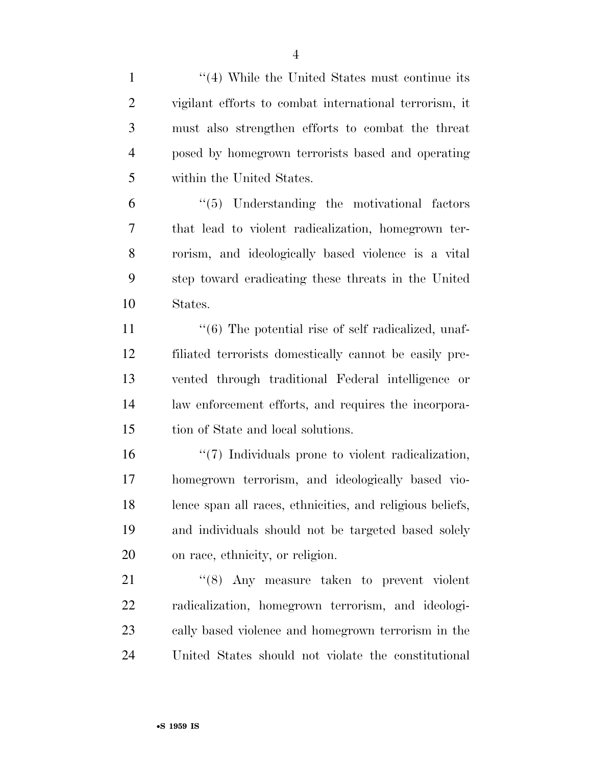"(4) While the United States must continue its vigilant efforts to combat international terrorism, it must also strengthen efforts to combat the threat posed by homegrown terrorists based and operating within the United States.

"(5) Understanding the motivational factors that lead to violent radicalization, homegrown terrorism, and ideologically based violence is a vital step toward eradicating these threats in the United States.

"(6) The potential rise of self radicalized, unaffiliated terrorists domestically cannot be easily prevented through traditional Federal intelligence or law enforcement efforts, and requires the incorporation of State and local solutions.

"(7) Individuals prone to violent radicalization, homegrown terrorism, and ideologically based violence span all races, ethnicities, and religious beliefs, and individuals should not be targeted based solely on race, ethnicity, or religion.

"(8) Any measure taken to prevent violent radicalization, homegrown terrorism, and ideologically based violence and homegrown terrorism in the United States should not violate the constitutional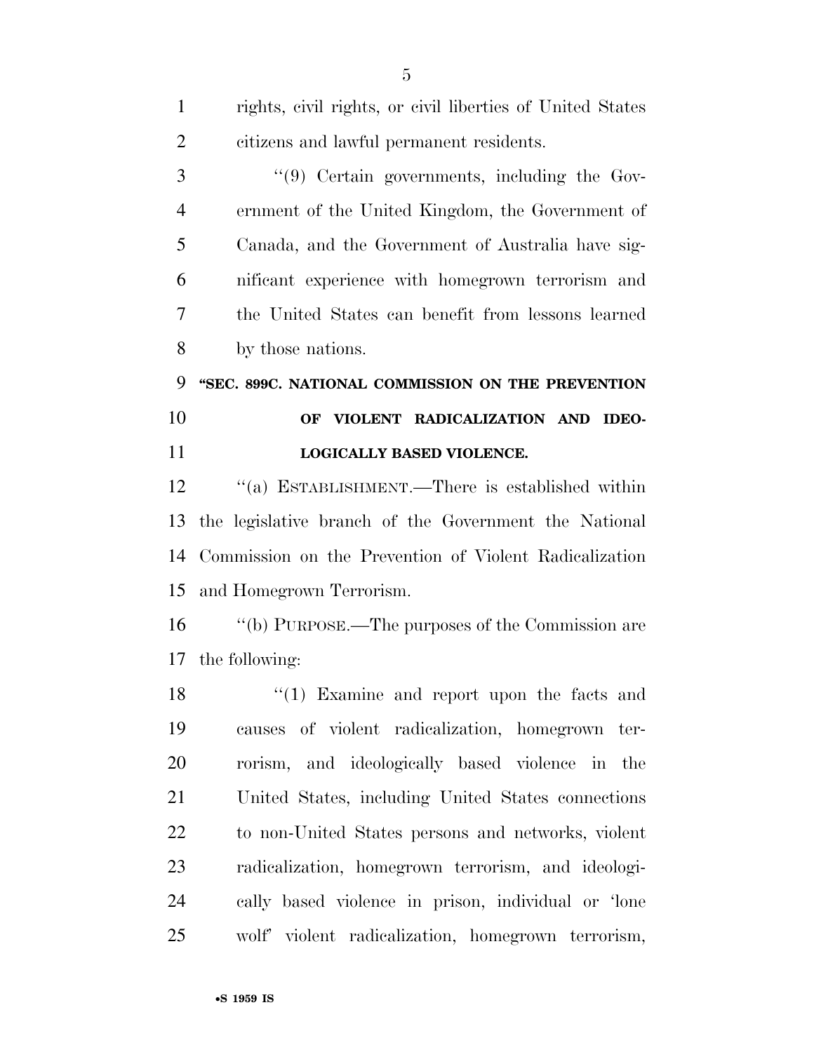rights, civil rights, or civil liberties of United States citizens and lawful permanent residents.

''(9) Certain governments, including the Government of the United Kingdom, the Government of Canada, and the Government of Australia have significant experience with homegrown terrorism and the United States can benefit from lessons learned by those nations.

**''SEC. 899C. NATIONAL COMMISSION ON THE PREVENTION OF VIOLENT RADICALIZATION AND IDEOLOGICALLY BASED VIOLENCE.**

''(a) ESTABLISHMENT.—There is established within the legislative branch of the Government the National Commission on the Prevention of Violent Radicalization and Homegrown Terrorism.

''(b) PURPOSE.—The purposes of the Commission are the following:

''(1) Examine and report upon the facts and causes of violent radicalization, homegrown terrorism, and ideologically based violence in the United States, including United States connections to non-United States persons and networks, violent radicalization, homegrown terrorism, and ideologically based violence in prison, individual or 'lone wolf' violent radicalization, homegrown terrorism,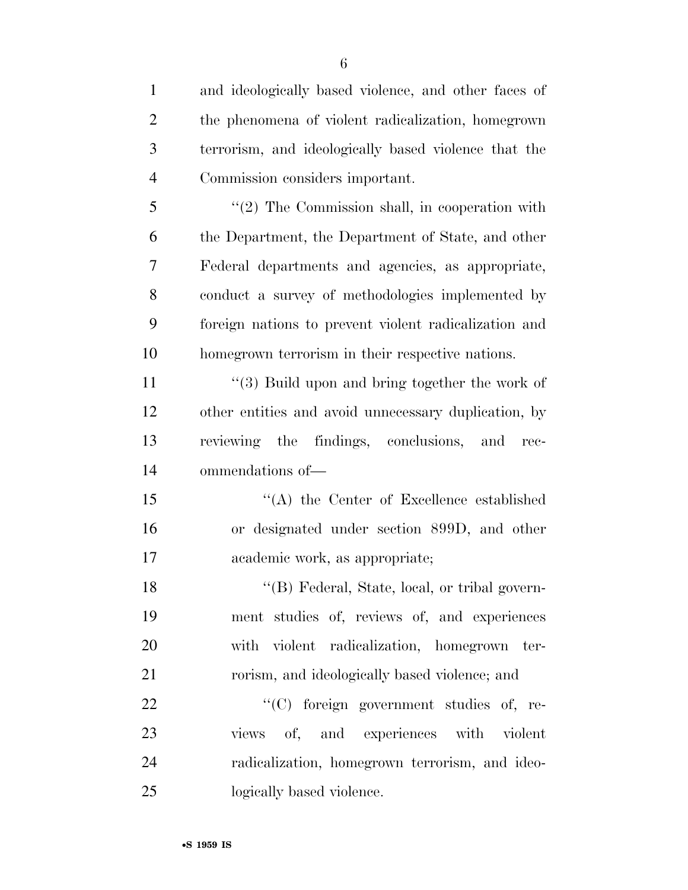and ideologically based violence, and other faces of the phenomena of violent radicalization, homegrown terrorism, and ideologically based violence that the Commission considers important.

"(2) The Commission shall, in cooperation with the Department, the Department of State, and other Federal departments and agencies, as appropriate, conduct a survey of methodologies implemented by foreign nations to prevent violent radicalization and homegrown terrorism in their respective nations.

"(3) Build upon and bring together the work of other entities and avoid unnecessary duplication, by reviewing the findings, conclusions, and recommendations of—

"(A) the Center of Excellence established or designated under section 899D, and other academic work, as appropriate;

"(B) Federal, State, local, or tribal government studies of, reviews of, and experiences with violent radicalization, homegrown terrorism, and ideologically based violence; and

"(C) foreign government studies of, reviews of, and experiences with violent radicalization, homegrown terrorism, and ideologically based violence.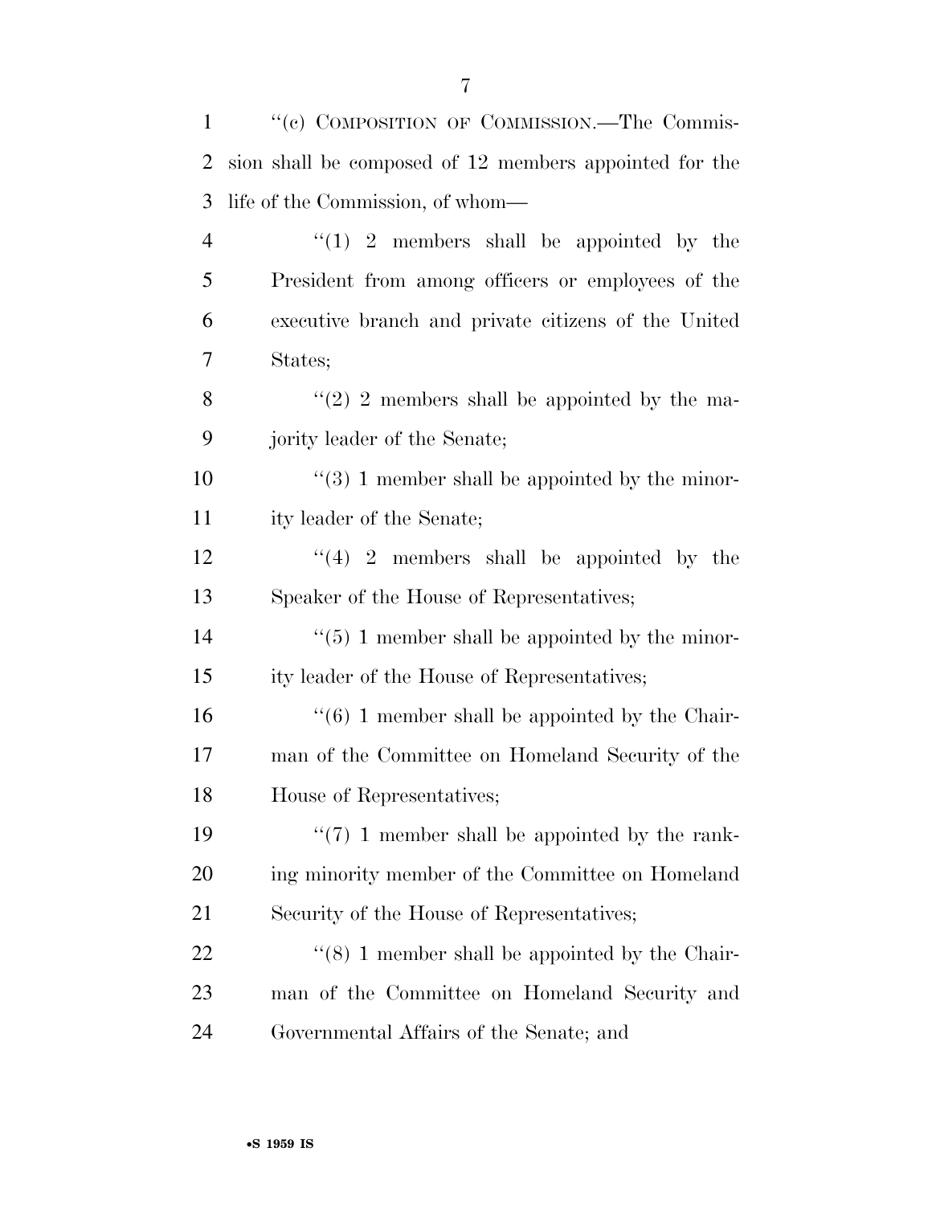''(c) COMPOSITION OF COMMISSION.—The Commission shall be composed of 12 members appointed for the life of the Commission, of whom—

''(1) 2 members shall be appointed by the President from among officers or employees of the executive branch and private citizens of the United States;

''(2) 2 members shall be appointed by the majority leader of the Senate;

''(3) 1 member shall be appointed by the minority leader of the Senate;

''(4) 2 members shall be appointed by the Speaker of the House of Representatives;

''(5) 1 member shall be appointed by the minority leader of the House of Representatives;

''(6) 1 member shall be appointed by the Chairman of the Committee on Homeland Security of the House of Representatives;

''(7) 1 member shall be appointed by the ranking minority member of the Committee on Homeland Security of the House of Representatives;

''(8) 1 member shall be appointed by the Chairman of the Committee on Homeland Security and Governmental Affairs of the Senate; and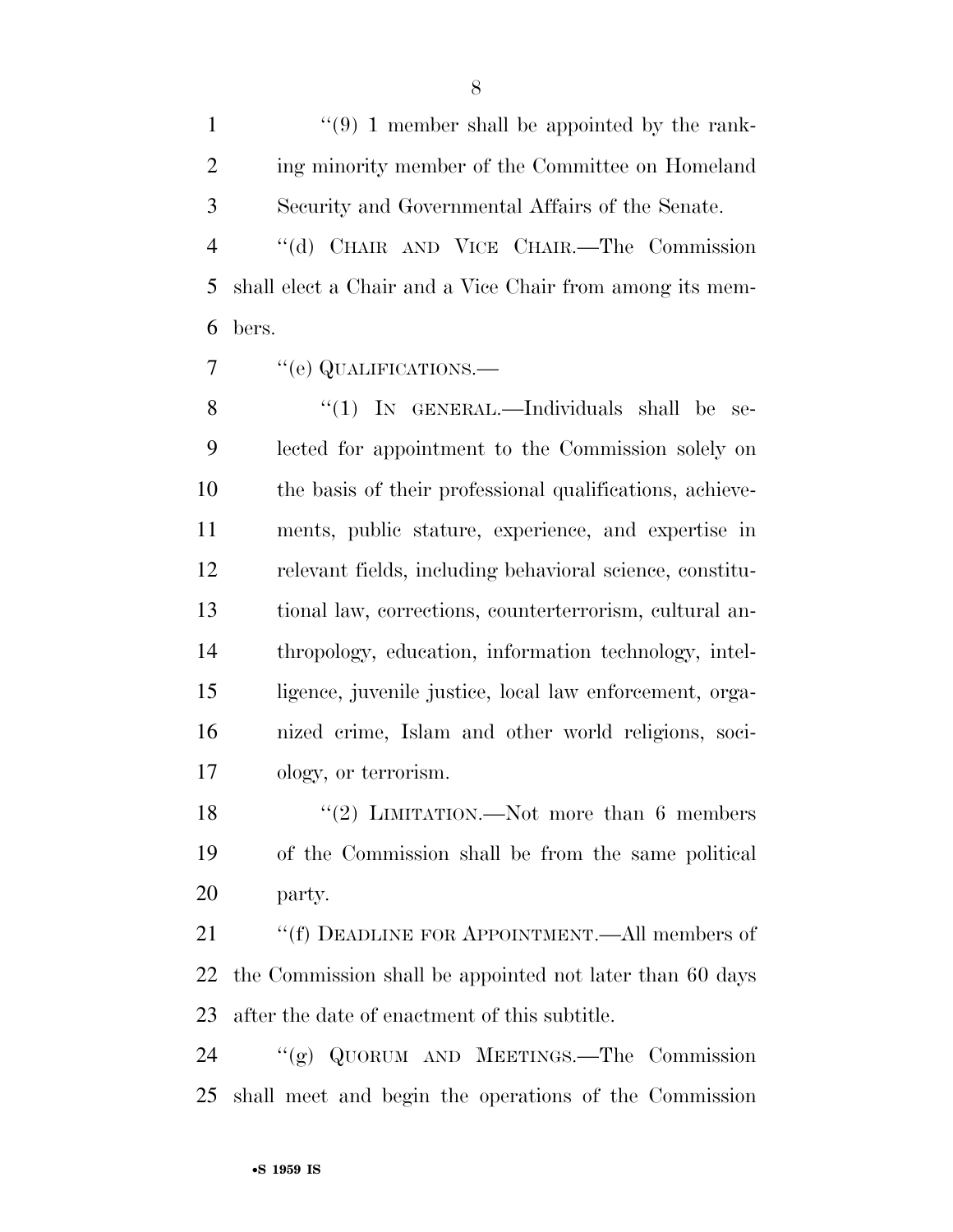''(9) 1 member shall be appointed by the ranking minority member of the Committee on Homeland Security and Governmental Affairs of the Senate.

''(d) CHAIR AND VICE CHAIR.—The Commission shall elect a Chair and a Vice Chair from among its members.

''(e) QUALIFICATIONS.—

''(1) IN GENERAL.—Individuals shall be selected for appointment to the Commission solely on the basis of their professional qualifications, achievements, public stature, experience, and expertise in relevant fields, including behavioral science, constitutional law, corrections, counterterrorism, cultural anthropology, education, information technology, intelligence, juvenile justice, local law enforcement, organized crime, Islam and other world religions, sociology, or terrorism.

''(2) LIMITATION.—Not more than 6 members of the Commission shall be from the same political party.

''(f) DEADLINE FOR APPOINTMENT.—All members of the Commission shall be appointed not later than 60 days after the date of enactment of this subtitle.

''(g) QUORUM AND MEETINGS.—The Commission shall meet and begin the operations of the Commission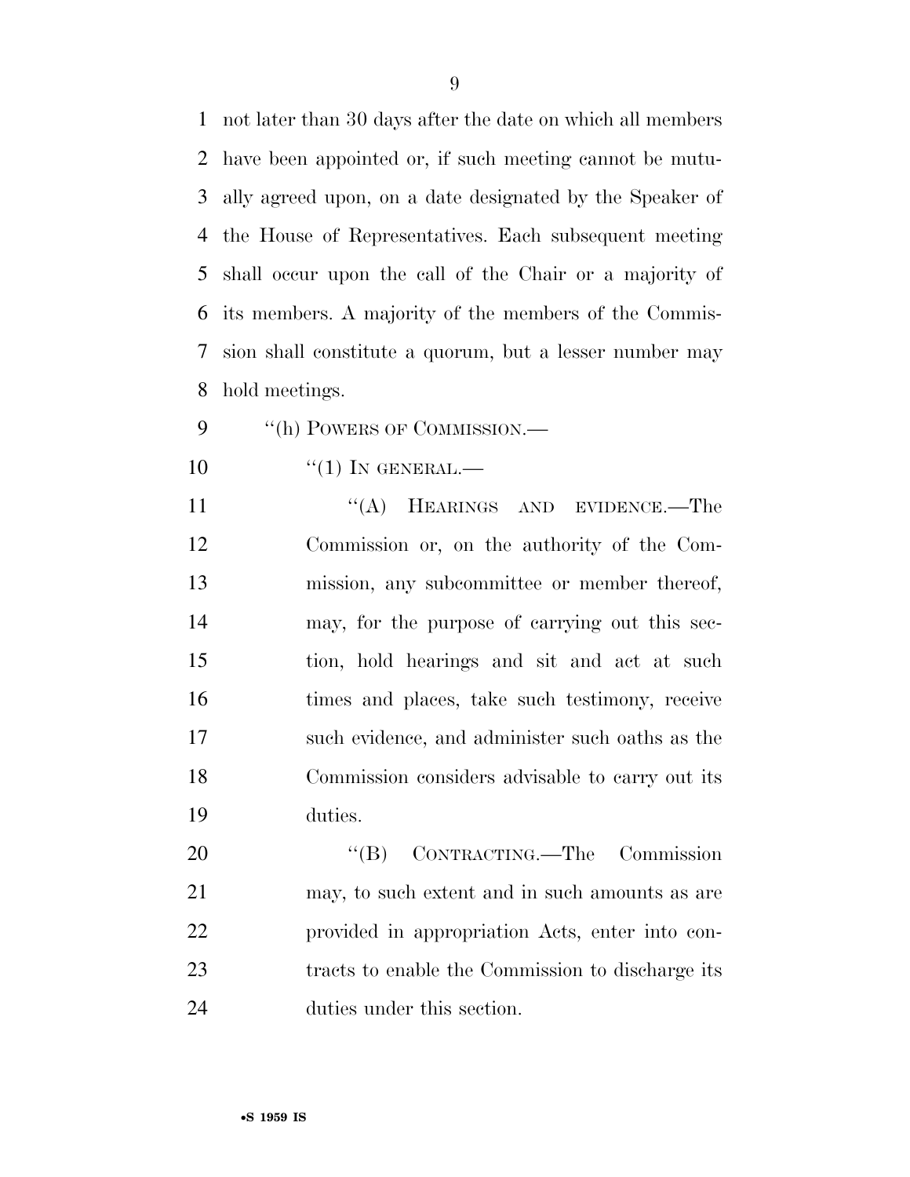not later than 30 days after the date on which all members have been appointed or, if such meeting cannot be mutually agreed upon, on a date designated by the Speaker of the House of Representatives. Each subsequent meeting shall occur upon the call of the Chair or a majority of its members. A majority of the members of the Commission shall constitute a quorum, but a lesser number may hold meetings.

"(h) POWERS OF COMMISSION.—

"(1) IN GENERAL.—

"(A) HEARINGS AND EVIDENCE.—The Commission or, on the authority of the Commission, any subcommittee or member thereof, may, for the purpose of carrying out this section, hold hearings and sit and act at such times and places, take such testimony, receive such evidence, and administer such oaths as the Commission considers advisable to carry out its duties.

"(B) CONTRACTING.—The Commission may, to such extent and in such amounts as are provided in appropriation Acts, enter into contracts to enable the Commission to discharge its duties under this section.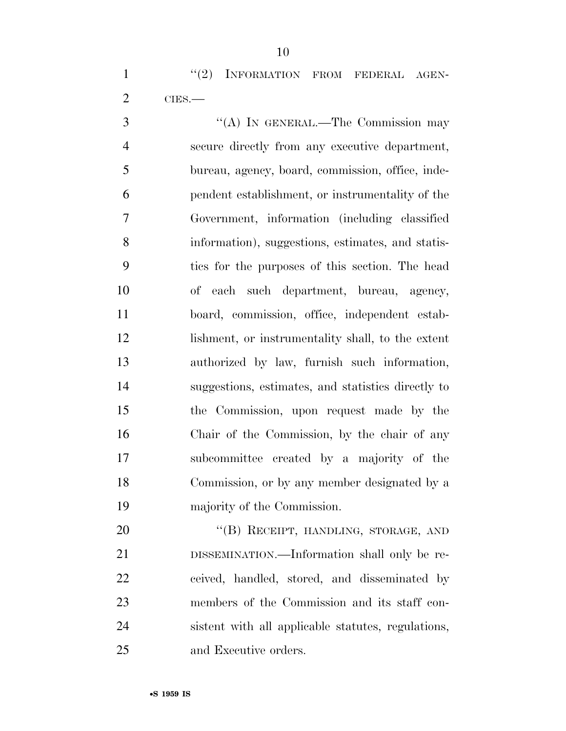"(2) INFORMATION FROM FEDERAL AGENCIES.—

"(A) IN GENERAL.—The Commission may secure directly from any executive department, bureau, agency, board, commission, office, independent establishment, or instrumentality of the Government, information (including classified information), suggestions, estimates, and statistics for the purposes of this section. The head of each such department, bureau, agency, board, commission, office, independent establishment, or instrumentality shall, to the extent authorized by law, furnish such information, suggestions, estimates, and statistics directly to the Commission, upon request made by the Chair of the Commission, by the chair of any subcommittee created by a majority of the Commission, or by any member designated by a majority of the Commission.

"(B) RECEIPT, HANDLING, STORAGE, AND DISSEMINATION.—Information shall only be received, handled, stored, and disseminated by members of the Commission and its staff consistent with all applicable statutes, regulations, and Executive orders.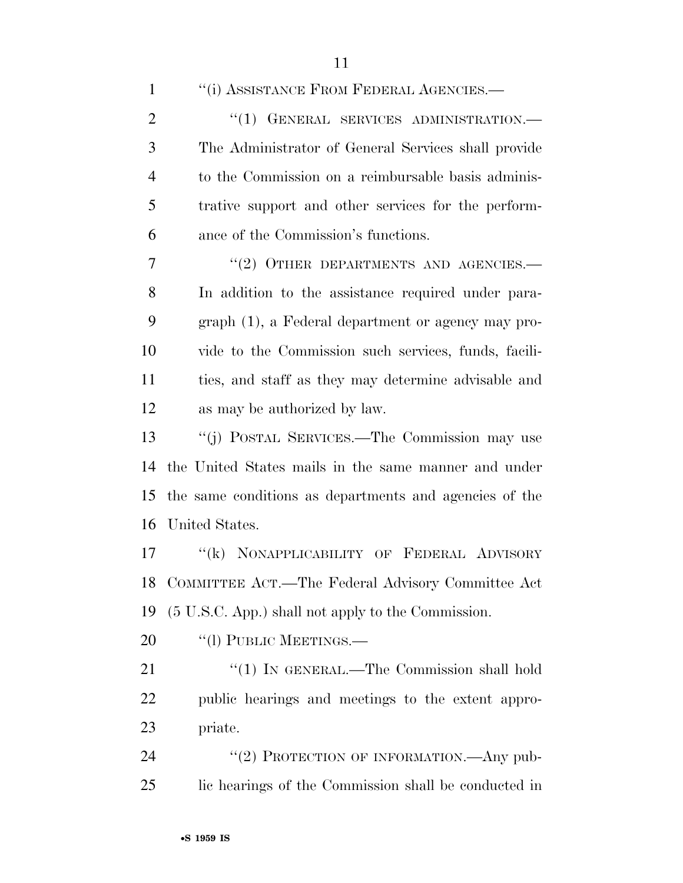"(i) ASSISTANCE FROM FEDERAL AGENCIES.—

"(1) GENERAL SERVICES ADMINISTRATION.— The Administrator of General Services shall provide to the Commission on a reimbursable basis administrative support and other services for the performance of the Commission's functions.

"(2) OTHER DEPARTMENTS AND AGENCIES.— In addition to the assistance required under paragraph (1), a Federal department or agency may provide to the Commission such services, funds, facilities, and staff as they may determine advisable and as may be authorized by law.

"(j) POSTAL SERVICES.—The Commission may use the United States mails in the same manner and under the same conditions as departments and agencies of the United States.

"(k) NONAPPLICABILITY OF FEDERAL ADVISORY COMMITTEE ACT.—The Federal Advisory Committee Act (5 U.S.C. App.) shall not apply to the Commission.

"(l) PUBLIC MEETINGS.—

"(1) IN GENERAL.—The Commission shall hold public hearings and meetings to the extent appropriate.

"(2) PROTECTION OF INFORMATION.—Any public hearings of the Commission shall be conducted in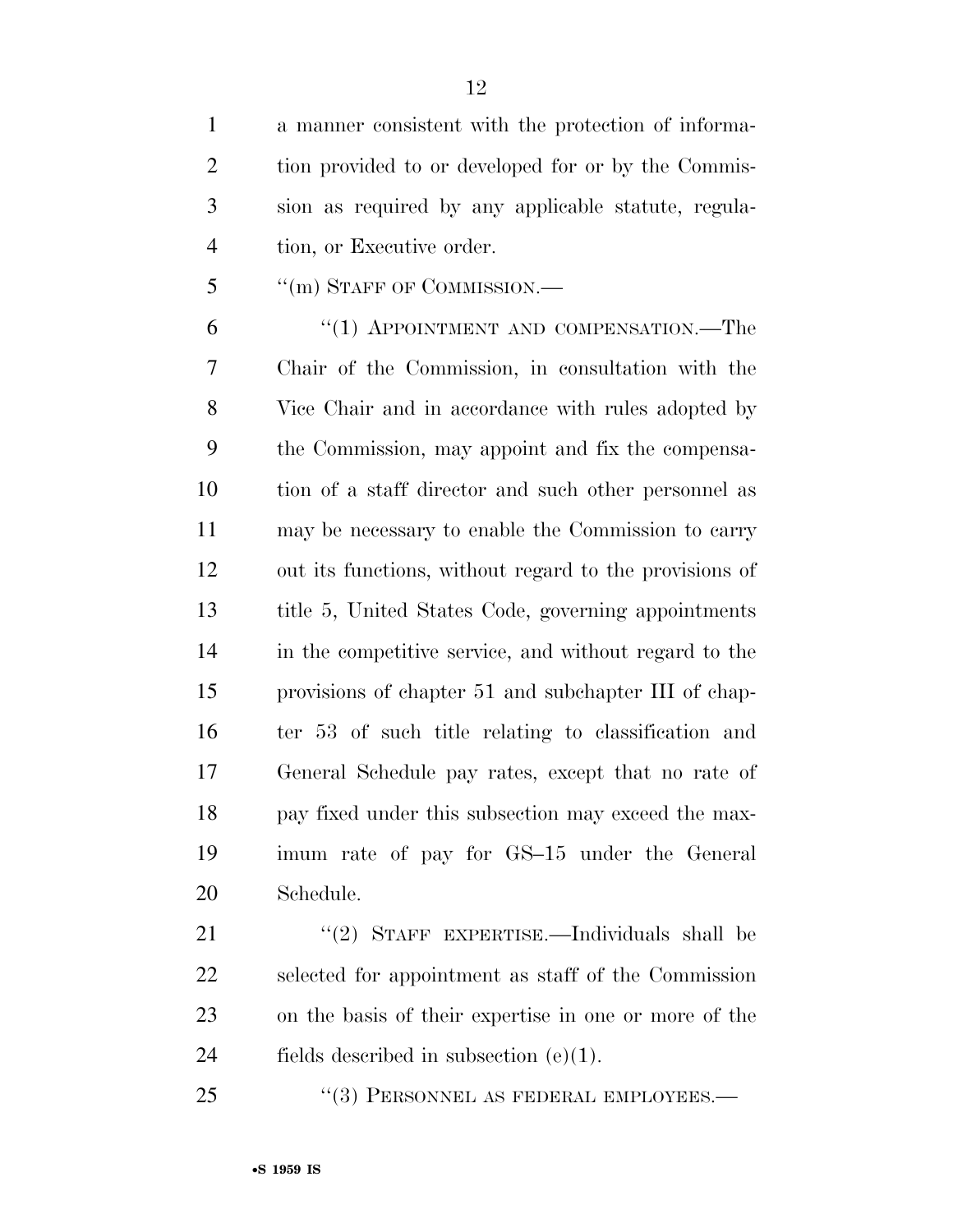a manner consistent with the protection of information provided to or developed for or by the Commission as required by any applicable statute, regulation, or Executive order.

"(m) STAFF OF COMMISSION.—

"(1) APPOINTMENT AND COMPENSATION.—The Chair of the Commission, in consultation with the Vice Chair and in accordance with rules adopted by the Commission, may appoint and fix the compensation of a staff director and such other personnel as may be necessary to enable the Commission to carry out its functions, without regard to the provisions of title 5, United States Code, governing appointments in the competitive service, and without regard to the provisions of chapter 51 and subchapter III of chapter 53 of such title relating to classification and General Schedule pay rates, except that no rate of pay fixed under this subsection may exceed the maximum rate of pay for GS–15 under the General Schedule.

"(2) STAFF EXPERTISE.—Individuals shall be selected for appointment as staff of the Commission on the basis of their expertise in one or more of the fields described in subsection (e)(1).

"(3) PERSONNEL AS FEDERAL EMPLOYEES.—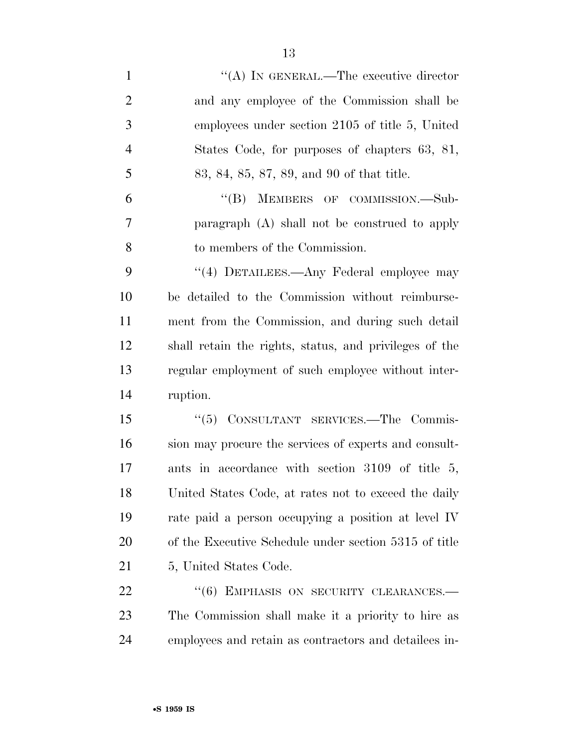"(A) IN GENERAL.—The executive director and any employee of the Commission shall be employees under section 2105 of title 5, United States Code, for purposes of chapters 63, 81, 83, 84, 85, 87, 89, and 90 of that title.

"(B) MEMBERS OF COMMISSION.—Subparagraph (A) shall not be construed to apply to members of the Commission.

"(4) DETAILEES.—Any Federal employee may be detailed to the Commission without reimbursement from the Commission, and during such detail shall retain the rights, status, and privileges of the regular employment of such employee without interruption.

"(5) CONSULTANT SERVICES.—The Commission may procure the services of experts and consultants in accordance with section 3109 of title 5, United States Code, at rates not to exceed the daily rate paid a person occupying a position at level IV of the Executive Schedule under section 5315 of title 5, United States Code.

"(6) EMPHASIS ON SECURITY CLEARANCES.—The Commission shall make it a priority to hire as employees and retain as contractors and detailees in-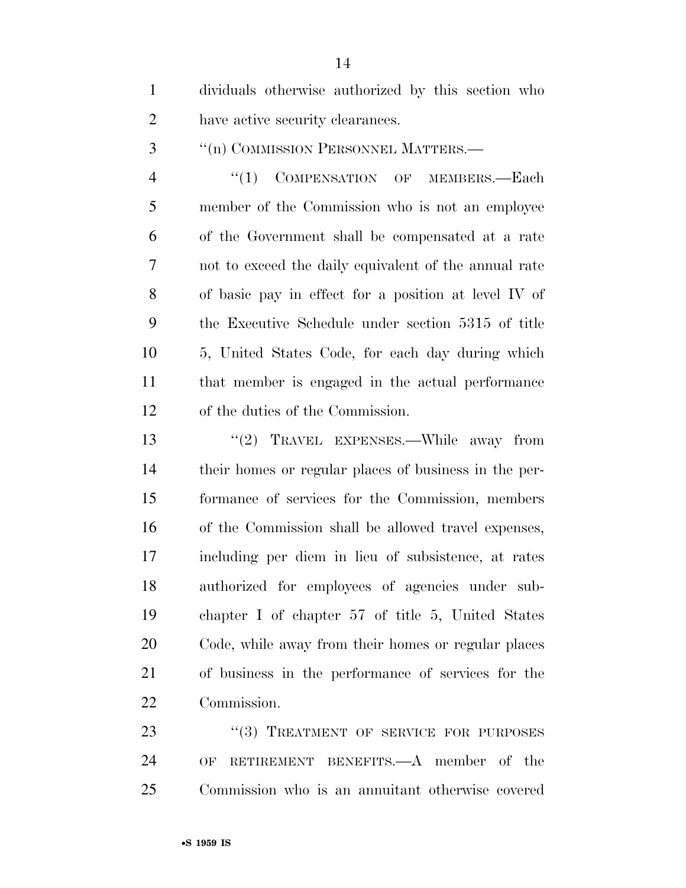dividuals otherwise authorized by this section who have active security clearances.

''(n) COMMISSION PERSONNEL MATTERS.—

''(1) COMPENSATION OF MEMBERS.—Each member of the Commission who is not an employee of the Government shall be compensated at a rate not to exceed the daily equivalent of the annual rate of basic pay in effect for a position at level IV of the Executive Schedule under section 5315 of title 5, United States Code, for each day during which that member is engaged in the actual performance of the duties of the Commission.

''(2) TRAVEL EXPENSES.—While away from their homes or regular places of business in the performance of services for the Commission, members of the Commission shall be allowed travel expenses, including per diem in lieu of subsistence, at rates authorized for employees of agencies under subchapter I of chapter 57 of title 5, United States Code, while away from their homes or regular places of business in the performance of services for the Commission.

''(3) TREATMENT OF SERVICE FOR PURPOSES OF RETIREMENT BENEFITS.—A member of the Commission who is an annuitant otherwise covered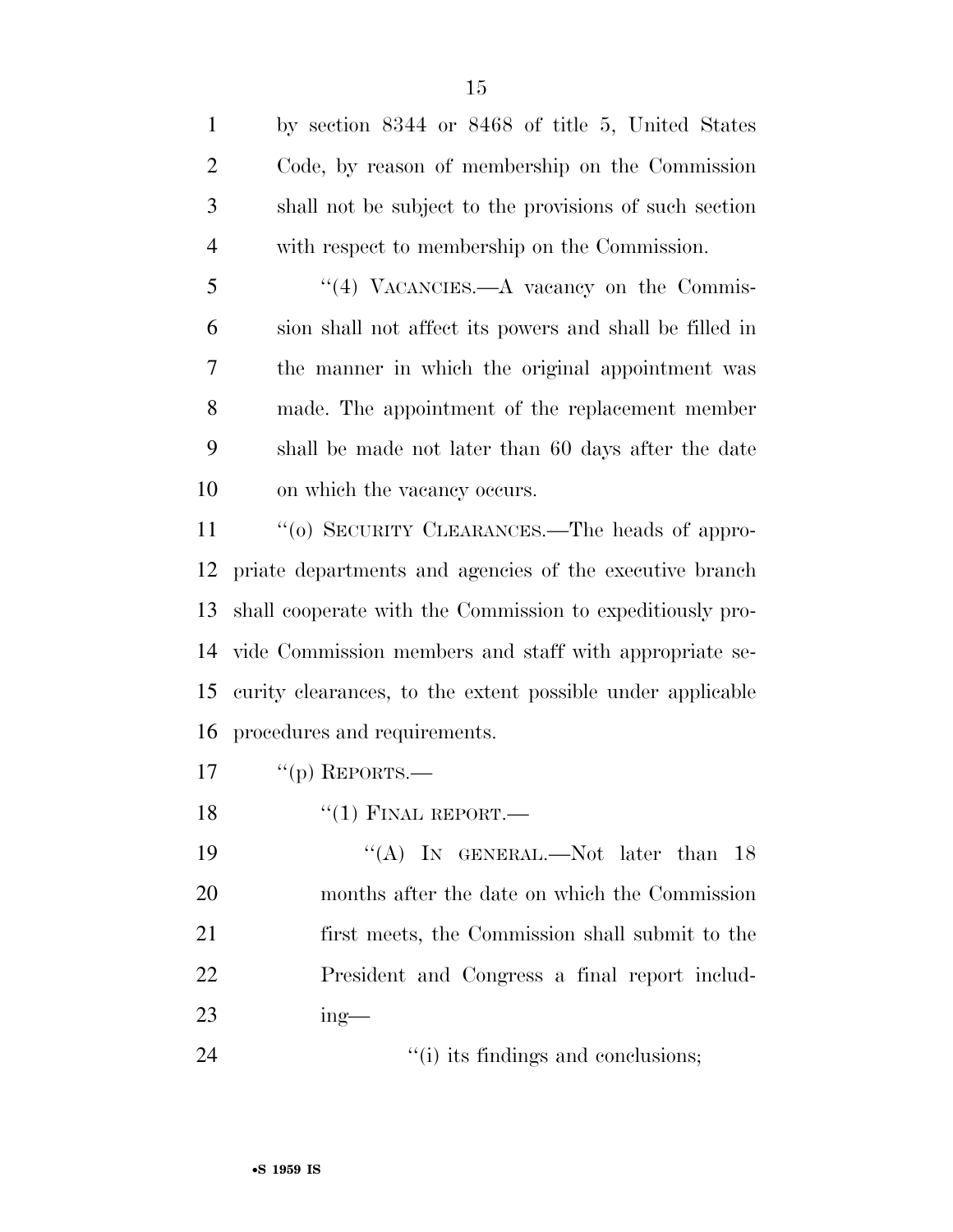by section 8344 or 8468 of title 5, United States Code, by reason of membership on the Commission shall not be subject to the provisions of such section with respect to membership on the Commission.

"(4) VACANCIES.—A vacancy on the Commission shall not affect its powers and shall be filled in the manner in which the original appointment was made. The appointment of the replacement member shall be made not later than 60 days after the date on which the vacancy occurs.

"(o) SECURITY CLEARANCES.—The heads of appropriate departments and agencies of the executive branch shall cooperate with the Commission to expeditiously provide Commission members and staff with appropriate security clearances, to the extent possible under applicable procedures and requirements.

"(p) REPORTS.—

"(1) FINAL REPORT.—

"(A) IN GENERAL.—Not later than 18 months after the date on which the Commission first meets, the Commission shall submit to the President and Congress a final report including—

"(i) its findings and conclusions;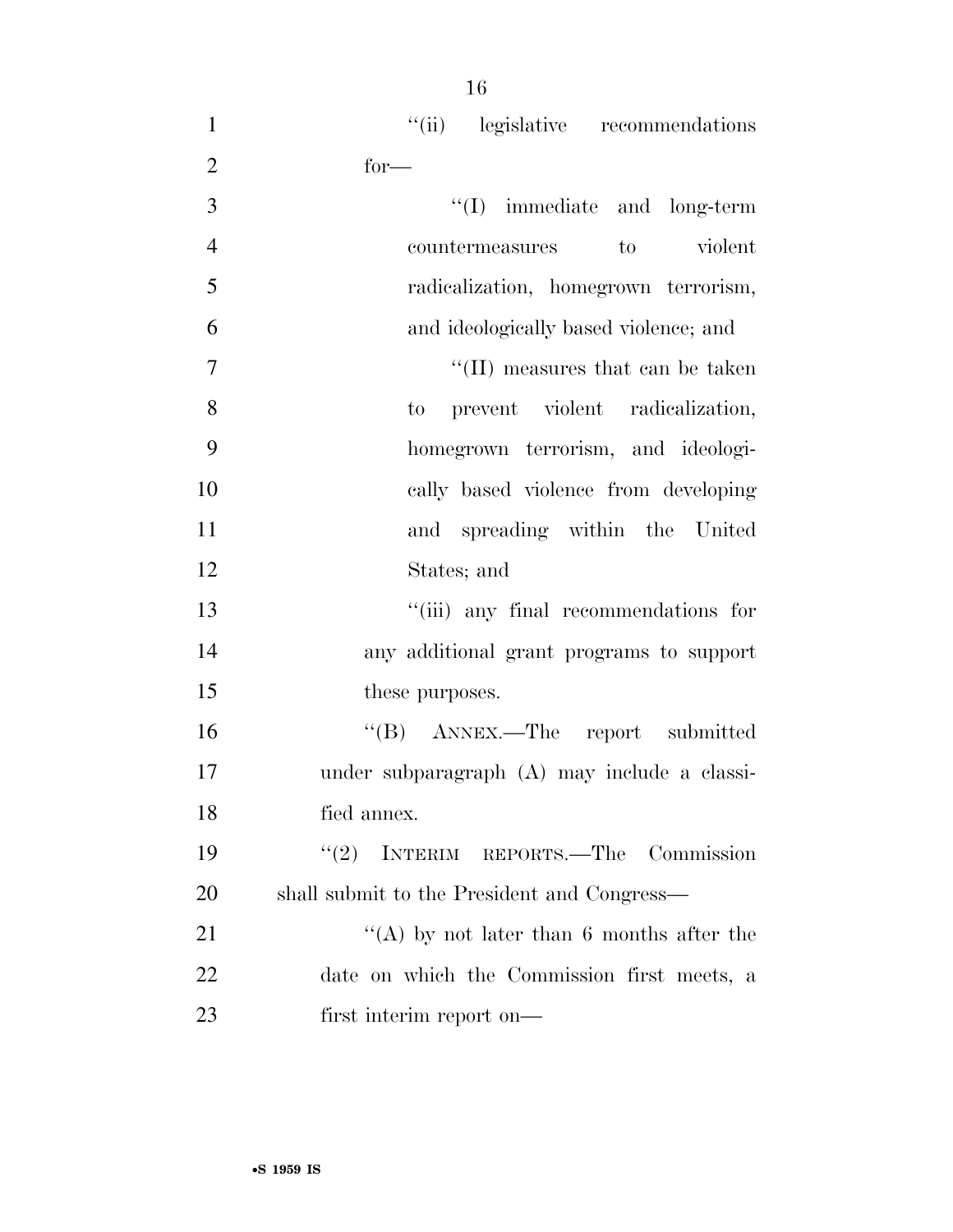"(ii) legislative recommendations for—

"(I) immediate and long-term countermeasures to violent radicalization, homegrown terrorism, and ideologically based violence; and

"(II) measures that can be taken to prevent violent radicalization, homegrown terrorism, and ideologically based violence from developing and spreading within the United States; and

"(iii) any final recommendations for any additional grant programs to support these purposes.

"(B) ANNEX.—The report submitted under subparagraph (A) may include a classified annex.

"(2) INTERIM REPORTS.—The Commission shall submit to the President and Congress—

"(A) by not later than 6 months after the date on which the Commission first meets, a first interim report on—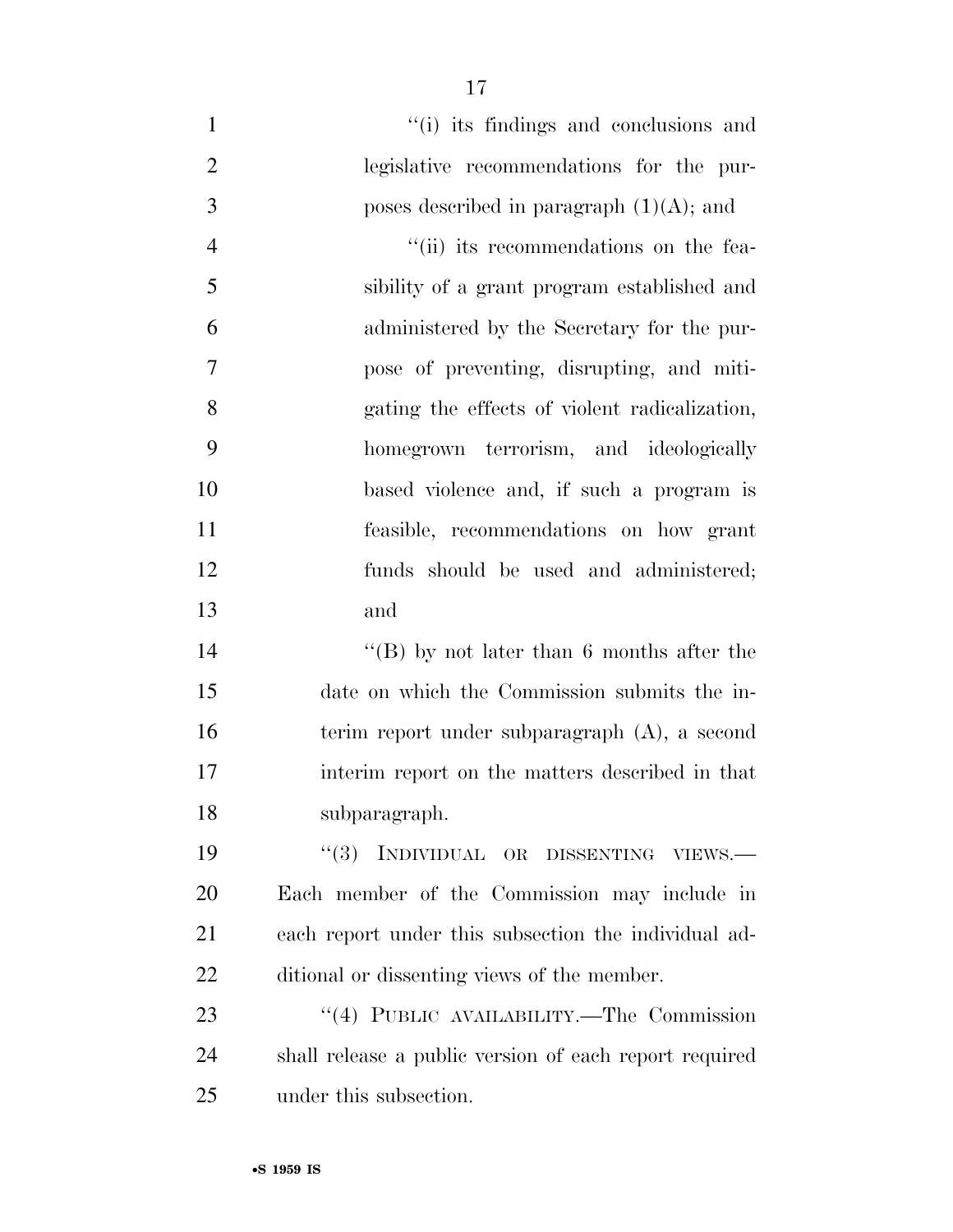"(i) its findings and conclusions and legislative recommendations for the purposes described in paragraph (1)(A); and

"(ii) its recommendations on the feasibility of a grant program established and administered by the Secretary for the purpose of preventing, disrupting, and mitigating the effects of violent radicalization, homegrown terrorism, and ideologically based violence and, if such a program is feasible, recommendations on how grant funds should be used and administered; and

"(B) by not later than 6 months after the date on which the Commission submits the interim report under subparagraph (A), a second interim report on the matters described in that subparagraph.

"(3) INDIVIDUAL OR DISSENTING VIEWS.—Each member of the Commission may include in each report under this subsection the individual additional or dissenting views of the member.

"(4) PUBLIC AVAILABILITY.—The Commission shall release a public version of each report required under this subsection.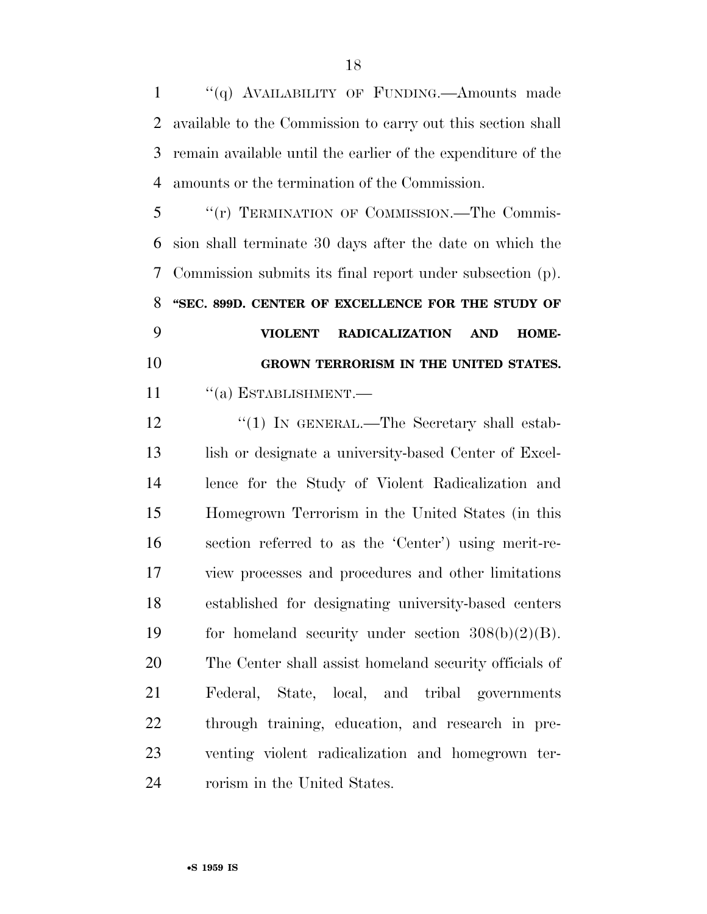"(q) AVAILABILITY OF FUNDING.—Amounts made available to the Commission to carry out this section shall remain available until the earlier of the expenditure of the amounts or the termination of the Commission.

"(r) TERMINATION OF COMMISSION.—The Commission shall terminate 30 days after the date on which the Commission submits its final report under subsection (p).

**"SEC. 899D. CENTER OF EXCELLENCE FOR THE STUDY OF VIOLENT RADICALIZATION AND HOMEGROWN TERRORISM IN THE UNITED STATES.**

"(a) ESTABLISHMENT.—

"(1) IN GENERAL.—The Secretary shall establish or designate a university-based Center of Excellence for the Study of Violent Radicalization and Homegrown Terrorism in the United States (in this section referred to as the 'Center') using merit-review processes and procedures and other limitations established for designating university-based centers for homeland security under section 308(b)(2)(B). The Center shall assist homeland security officials of Federal, State, local, and tribal governments through training, education, and research in preventing violent radicalization and homegrown terrorism in the United States.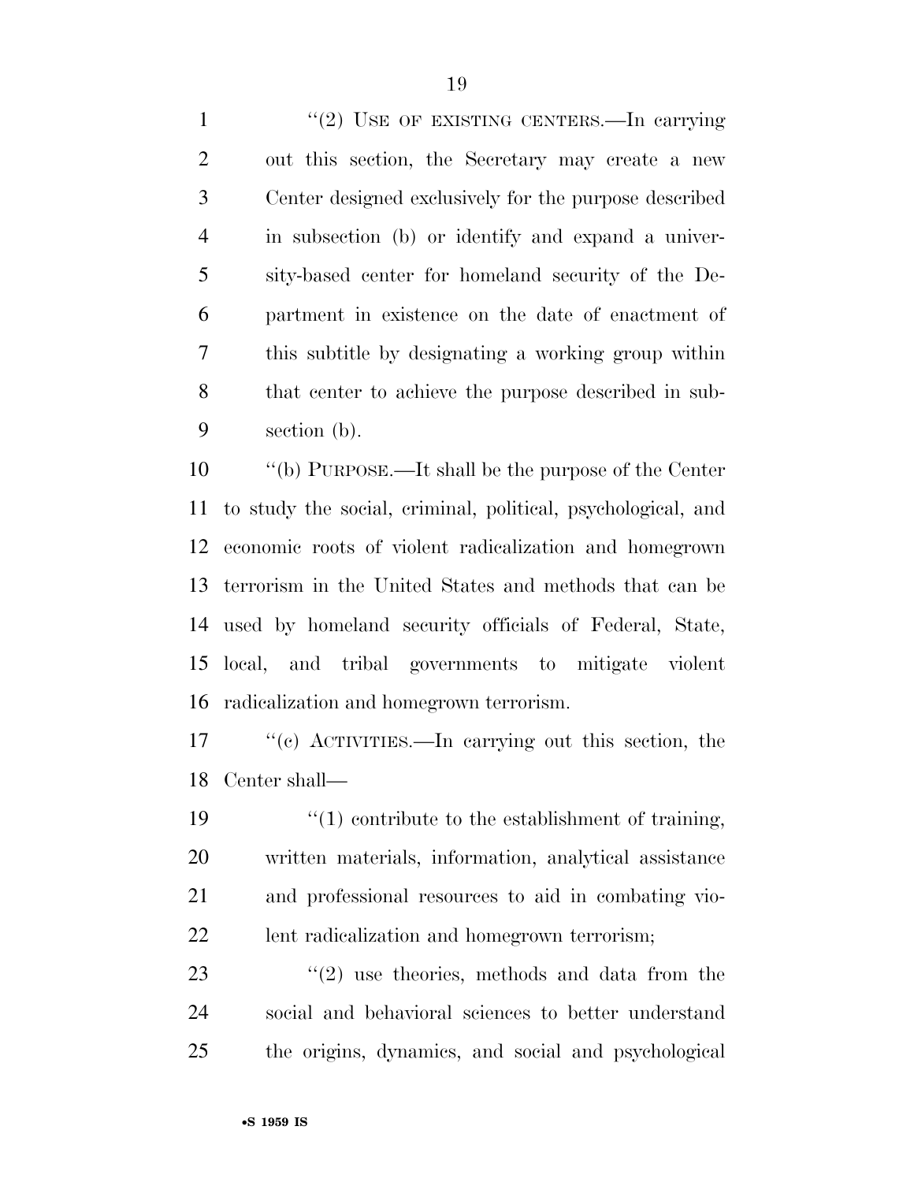"(2) USE OF EXISTING CENTERS.—In carrying out this section, the Secretary may create a new Center designed exclusively for the purpose described in subsection (b) or identify and expand a university-based center for homeland security of the Department in existence on the date of enactment of this subtitle by designating a working group within that center to achieve the purpose described in subsection (b).

"(b) PURPOSE.—It shall be the purpose of the Center to study the social, criminal, political, psychological, and economic roots of violent radicalization and homegrown terrorism in the United States and methods that can be used by homeland security officials of Federal, State, local, and tribal governments to mitigate violent radicalization and homegrown terrorism.

"(c) ACTIVITIES.—In carrying out this section, the Center shall—

"(1) contribute to the establishment of training, written materials, information, analytical assistance and professional resources to aid in combating violent radicalization and homegrown terrorism;

"(2) use theories, methods and data from the social and behavioral sciences to better understand the origins, dynamics, and social and psychological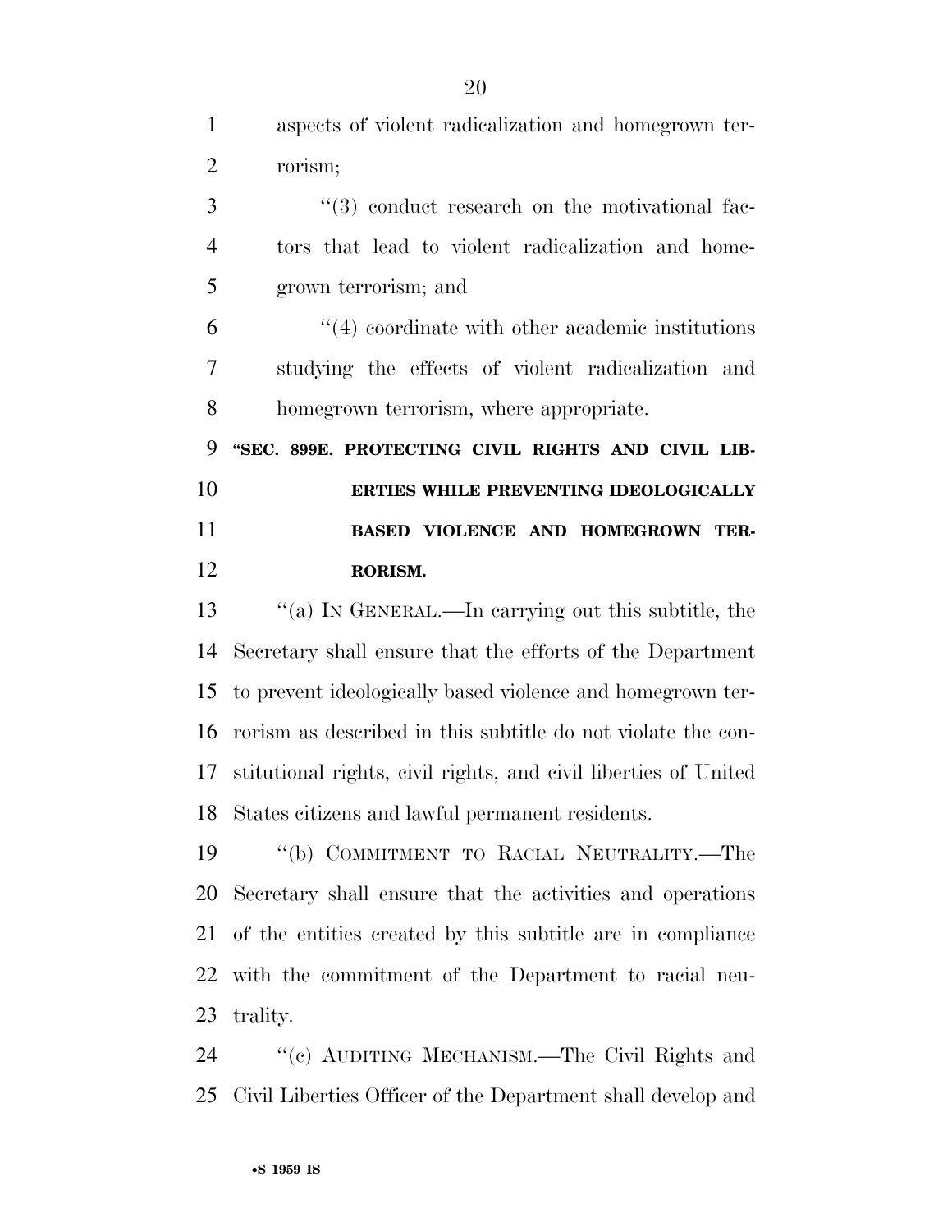aspects of violent radicalization and homegrown terrorism;

"(3) conduct research on the motivational factors that lead to violent radicalization and homegrown terrorism; and

"(4) coordinate with other academic institutions studying the effects of violent radicalization and homegrown terrorism, where appropriate.

**"SEC. 899E. PROTECTING CIVIL RIGHTS AND CIVIL LIBERTIES WHILE PREVENTING IDEOLOGICALLY BASED VIOLENCE AND HOMEGROWN TERRORISM.**

"(a) IN GENERAL.—In carrying out this subtitle, the Secretary shall ensure that the efforts of the Department to prevent ideologically based violence and homegrown terrorism as described in this subtitle do not violate the constitutional rights, civil rights, and civil liberties of United States citizens and lawful permanent residents.

"(b) COMMITMENT TO RACIAL NEUTRALITY.—The Secretary shall ensure that the activities and operations of the entities created by this subtitle are in compliance with the commitment of the Department to racial neutrality.

"(c) AUDITING MECHANISM.—The Civil Rights and Civil Liberties Officer of the Department shall develop and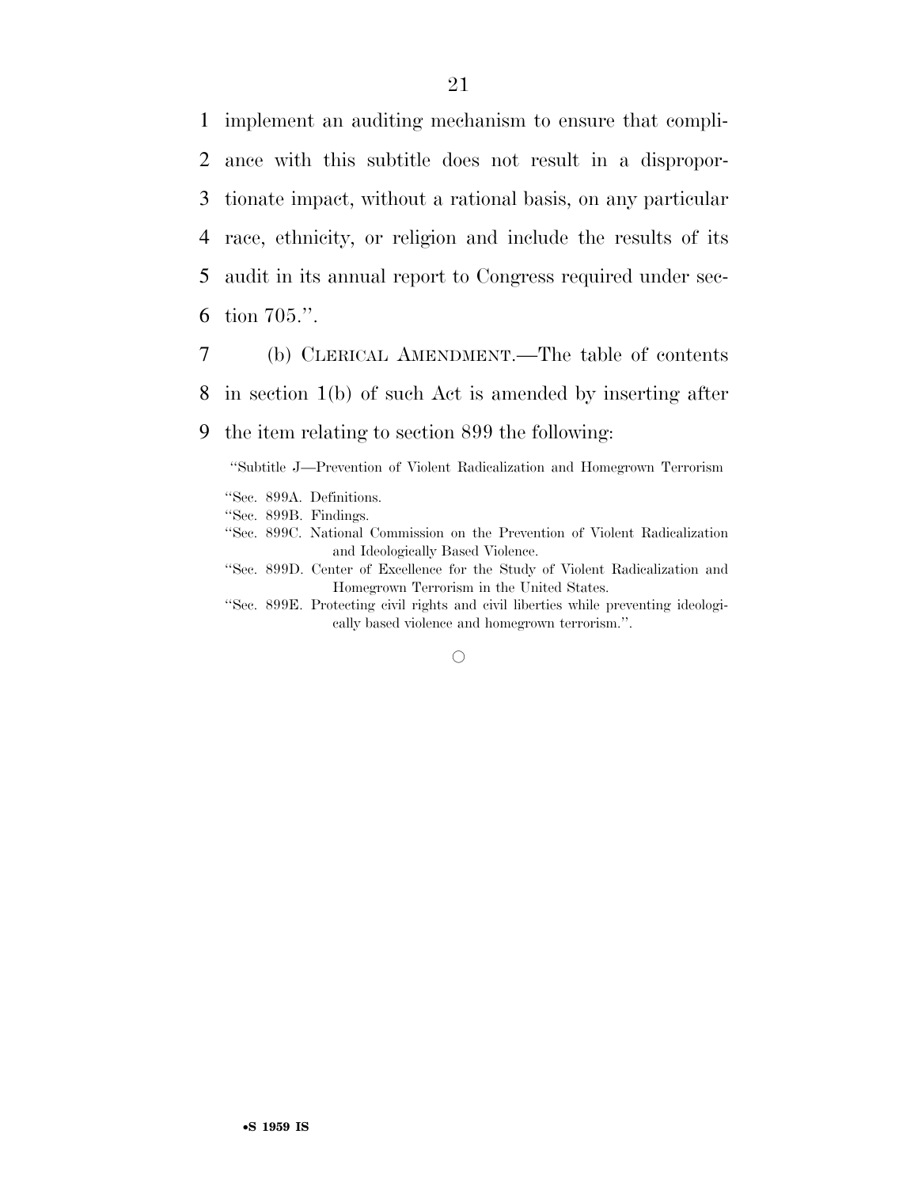implement an auditing mechanism to ensure that compliance with this subtitle does not result in a disproportionate impact, without a rational basis, on any particular race, ethnicity, or religion and include the results of its audit in its annual report to Congress required under section 705.''.

(b) CLERICAL AMENDMENT.—The table of contents in section 1(b) of such Act is amended by inserting after the item relating to section 899 the following:

''Subtitle J—Prevention of Violent Radicalization and Homegrown Terrorism

''Sec. 899A. Definitions.
''Sec. 899B. Findings.
''Sec. 899C. National Commission on the Prevention of Violent Radicalization and Ideologically Based Violence.
''Sec. 899D. Center of Excellence for the Study of Violent Radicalization and Homegrown Terrorism in the United States.
''Sec. 899E. Protecting civil rights and civil liberties while preventing ideologically based violence and homegrown terrorism.''.

○